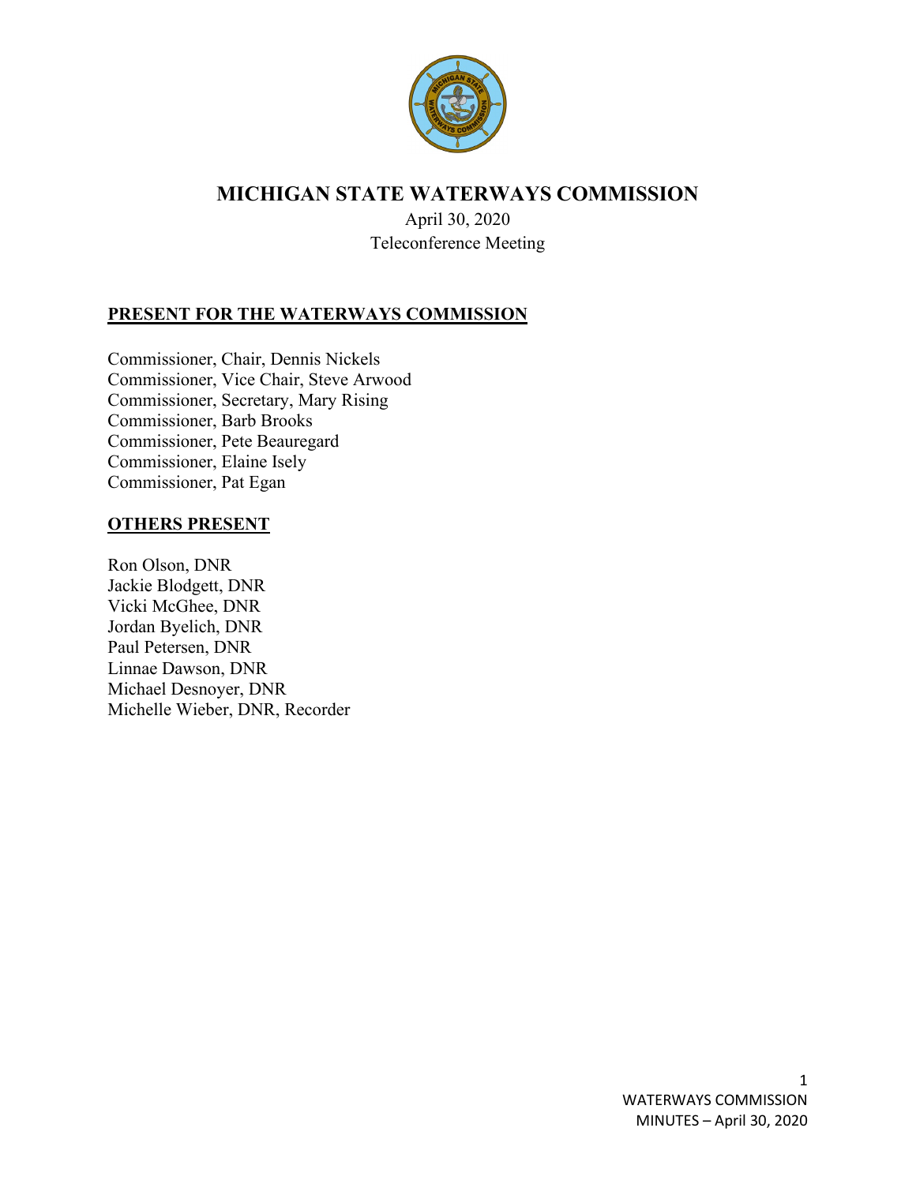# MICHIGAN STATE WATERWAYS COMMISSION

April 30, 2020
Teleconference Meeting

## PRESENT FOR THE WATERWAYS COMMISSION

Commissioner, Chair, Dennis Nickels
Commissioner, Vice Chair, Steve Arwood
Commissioner, Secretary, Mary Rising
Commissioner, Barb Brooks
Commissioner, Pete Beauregard
Commissioner, Elaine Isely
Commissioner, Pat Egan

## OTHERS PRESENT

Ron Olson, DNR
Jackie Blodgett, DNR
Vicki McGhee, DNR
Jordan Byelich, DNR
Paul Petersen, DNR
Linnae Dawson, DNR
Michael Desnoyer, DNR
Michelle Wieber, DNR, Recorder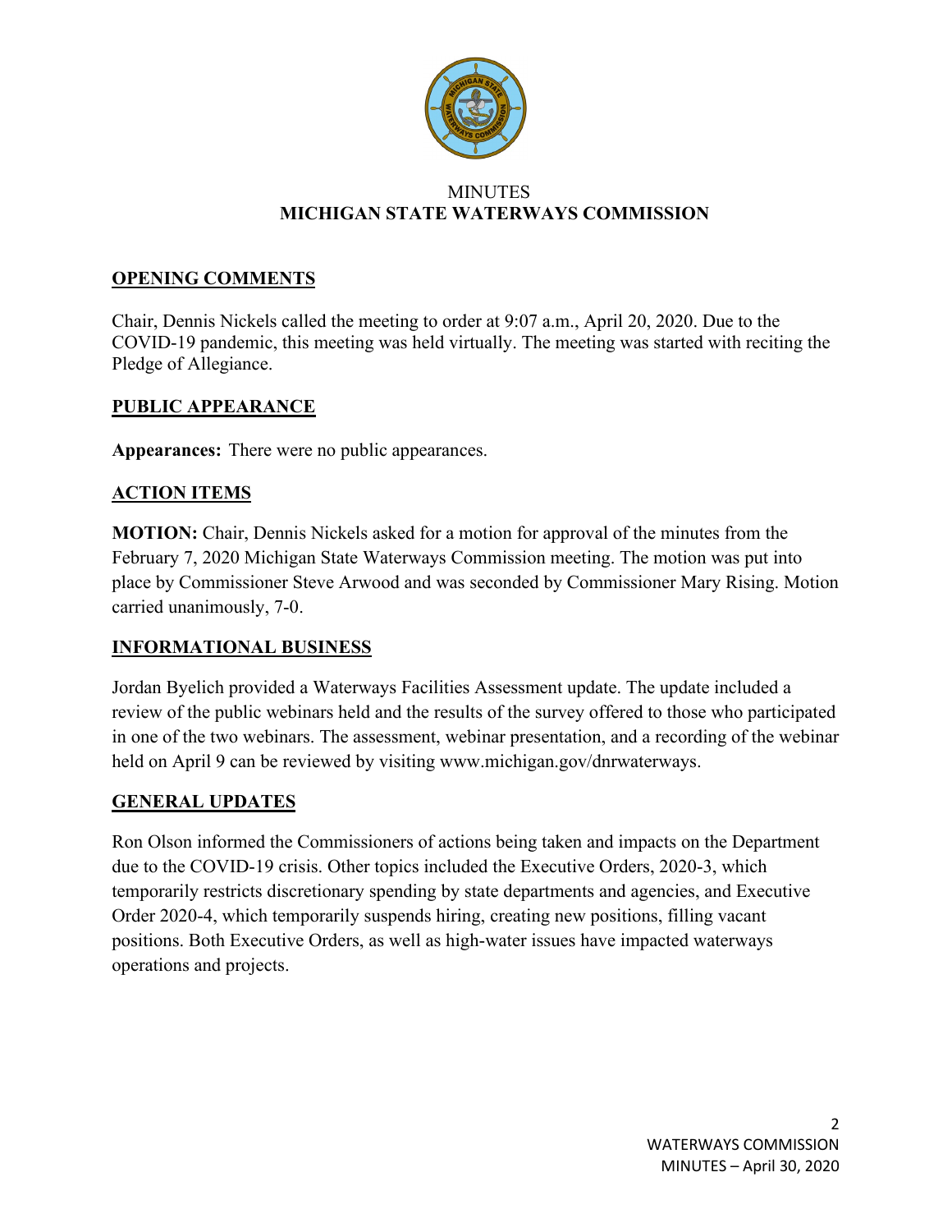MINUTES
**MICHIGAN STATE WATERWAYS COMMISSION**

## OPENING COMMENTS

Chair, Dennis Nickels called the meeting to order at 9:07 a.m., April 20, 2020. Due to the COVID-19 pandemic, this meeting was held virtually. The meeting was started with reciting the Pledge of Allegiance.

## PUBLIC APPEARANCE

**Appearances:** There were no public appearances.

## ACTION ITEMS

**MOTION:** Chair, Dennis Nickels asked for a motion for approval of the minutes from the February 7, 2020 Michigan State Waterways Commission meeting. The motion was put into place by Commissioner Steve Arwood and was seconded by Commissioner Mary Rising. Motion carried unanimously, 7-0.

## INFORMATIONAL BUSINESS

Jordan Byelich provided a Waterways Facilities Assessment update. The update included a review of the public webinars held and the results of the survey offered to those who participated in one of the two webinars. The assessment, webinar presentation, and a recording of the webinar held on April 9 can be reviewed by visiting www.michigan.gov/dnrwaterways.

## GENERAL UPDATES

Ron Olson informed the Commissioners of actions being taken and impacts on the Department due to the COVID-19 crisis. Other topics included the Executive Orders, 2020-3, which temporarily restricts discretionary spending by state departments and agencies, and Executive Order 2020-4, which temporarily suspends hiring, creating new positions, filling vacant positions. Both Executive Orders, as well as high-water issues have impacted waterways operations and projects.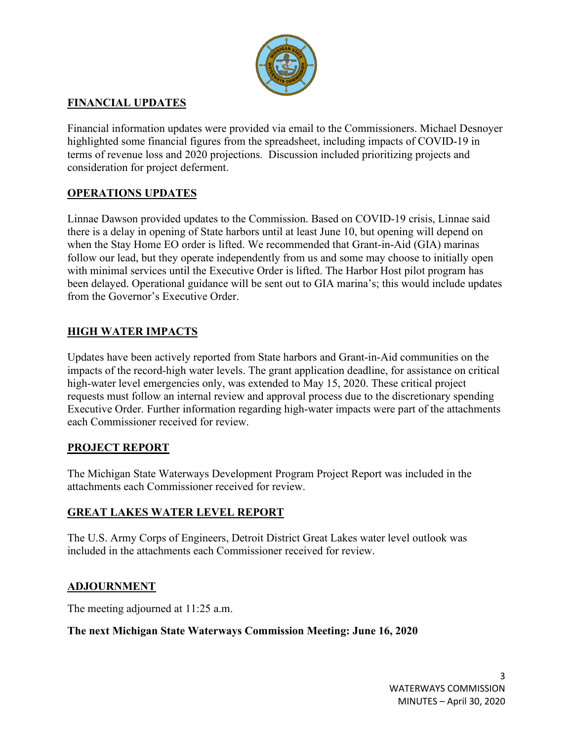## FINANCIAL UPDATES

Financial information updates were provided via email to the Commissioners. Michael Desnoyer highlighted some financial figures from the spreadsheet, including impacts of COVID-19 in terms of revenue loss and 2020 projections. Discussion included prioritizing projects and consideration for project deferment.

## OPERATIONS UPDATES

Linnae Dawson provided updates to the Commission. Based on COVID-19 crisis, Linnae said there is a delay in opening of State harbors until at least June 10, but opening will depend on when the Stay Home EO order is lifted. We recommended that Grant-in-Aid (GIA) marinas follow our lead, but they operate independently from us and some may choose to initially open with minimal services until the Executive Order is lifted. The Harbor Host pilot program has been delayed. Operational guidance will be sent out to GIA marina's; this would include updates from the Governor's Executive Order.

## HIGH WATER IMPACTS

Updates have been actively reported from State harbors and Grant-in-Aid communities on the impacts of the record-high water levels. The grant application deadline, for assistance on critical high-water level emergencies only, was extended to May 15, 2020. These critical project requests must follow an internal review and approval process due to the discretionary spending Executive Order. Further information regarding high-water impacts were part of the attachments each Commissioner received for review.

## PROJECT REPORT

The Michigan State Waterways Development Program Project Report was included in the attachments each Commissioner received for review.

## GREAT LAKES WATER LEVEL REPORT

The U.S. Army Corps of Engineers, Detroit District Great Lakes water level outlook was included in the attachments each Commissioner received for review.

## ADJOURNMENT

The meeting adjourned at 11:25 a.m.

**The next Michigan State Waterways Commission Meeting: June 16, 2020**